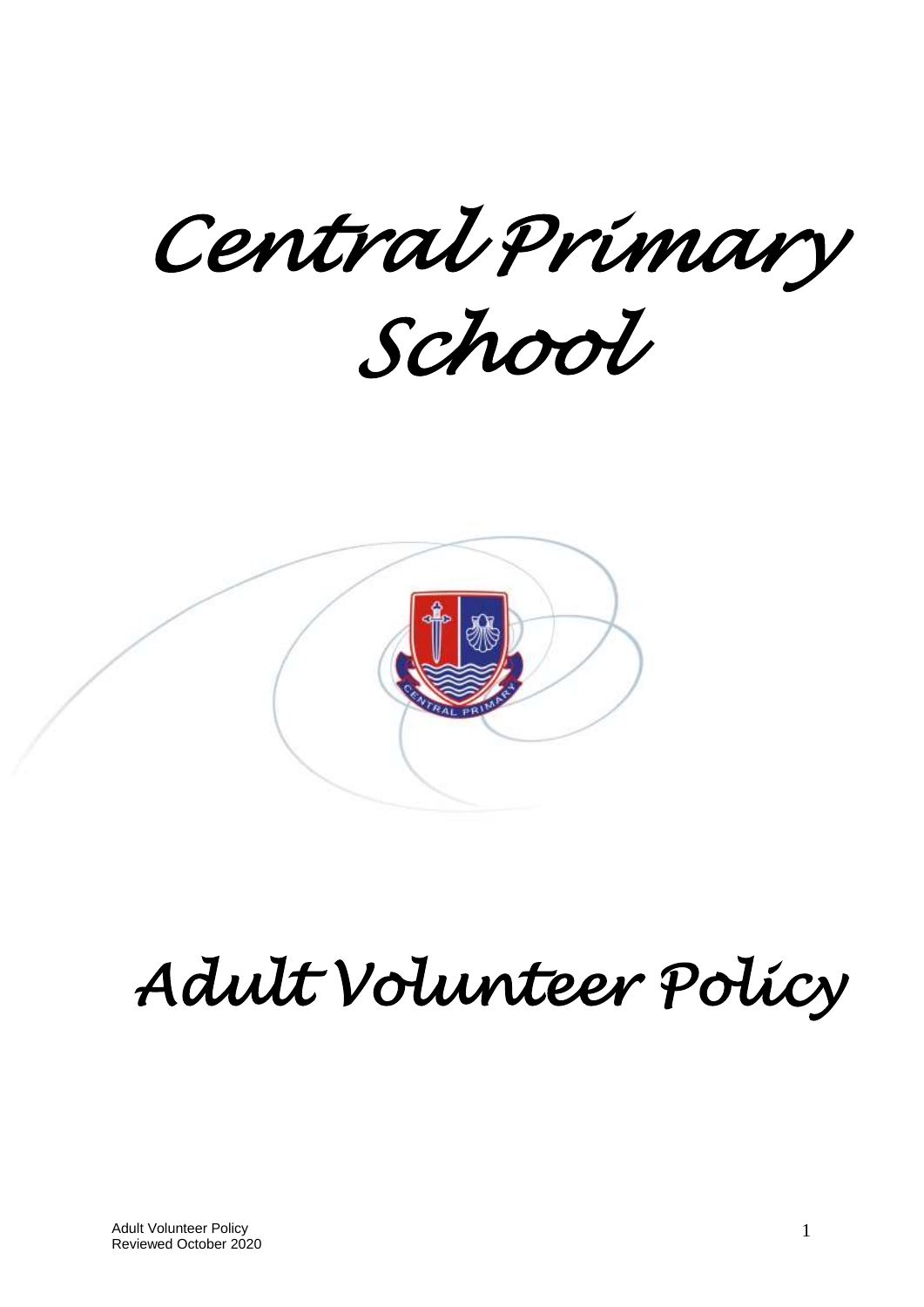# Central Primary School

# Adult Volunteer Policy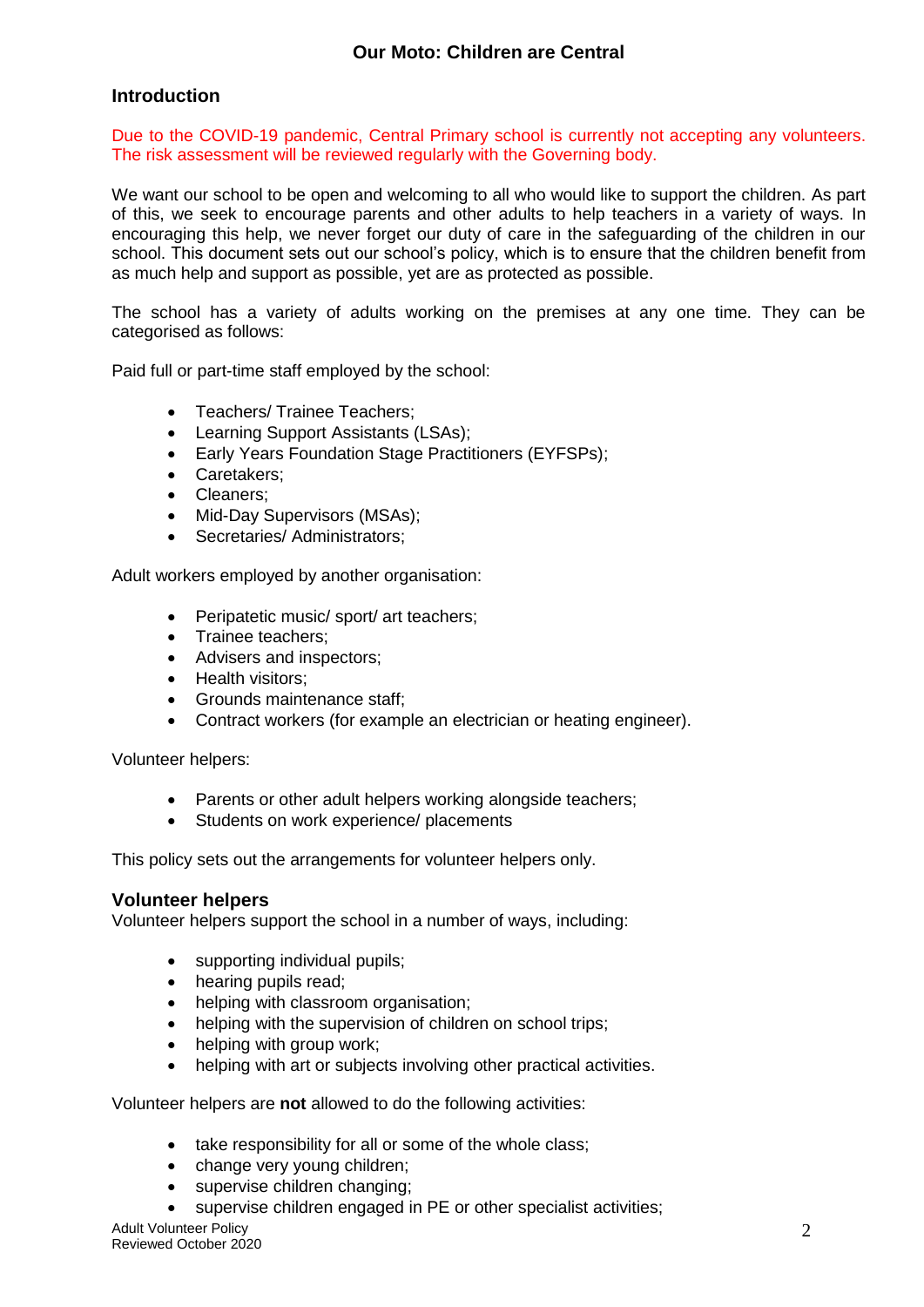**Our Moto: Children are Central**

## Introduction

Due to the COVID-19 pandemic, Central Primary school is currently not accepting any volunteers. The risk assessment will be reviewed regularly with the Governing body.

We want our school to be open and welcoming to all who would like to support the children. As part of this, we seek to encourage parents and other adults to help teachers in a variety of ways. In encouraging this help, we never forget our duty of care in the safeguarding of the children in our school. This document sets out our school's policy, which is to ensure that the children benefit from as much help and support as possible, yet are as protected as possible.

The school has a variety of adults working on the premises at any one time. They can be categorised as follows:

Paid full or part-time staff employed by the school:

- Teachers/ Trainee Teachers;
- Learning Support Assistants (LSAs);
- Early Years Foundation Stage Practitioners (EYFSPs);
- Caretakers;
- Cleaners;
- Mid-Day Supervisors (MSAs);
- Secretaries/ Administrators;

Adult workers employed by another organisation:

- Peripatetic music/ sport/ art teachers;
- Trainee teachers;
- Advisers and inspectors;
- Health visitors;
- Grounds maintenance staff;
- Contract workers (for example an electrician or heating engineer).

Volunteer helpers:

- Parents or other adult helpers working alongside teachers;
- Students on work experience/ placements

This policy sets out the arrangements for volunteer helpers only.

## Volunteer helpers

Volunteer helpers support the school in a number of ways, including:

- supporting individual pupils;
- hearing pupils read;
- helping with classroom organisation;
- helping with the supervision of children on school trips;
- helping with group work;
- helping with art or subjects involving other practical activities.

Volunteer helpers are **not** allowed to do the following activities:

- take responsibility for all or some of the whole class;
- change very young children;
- supervise children changing;
- supervise children engaged in PE or other specialist activities;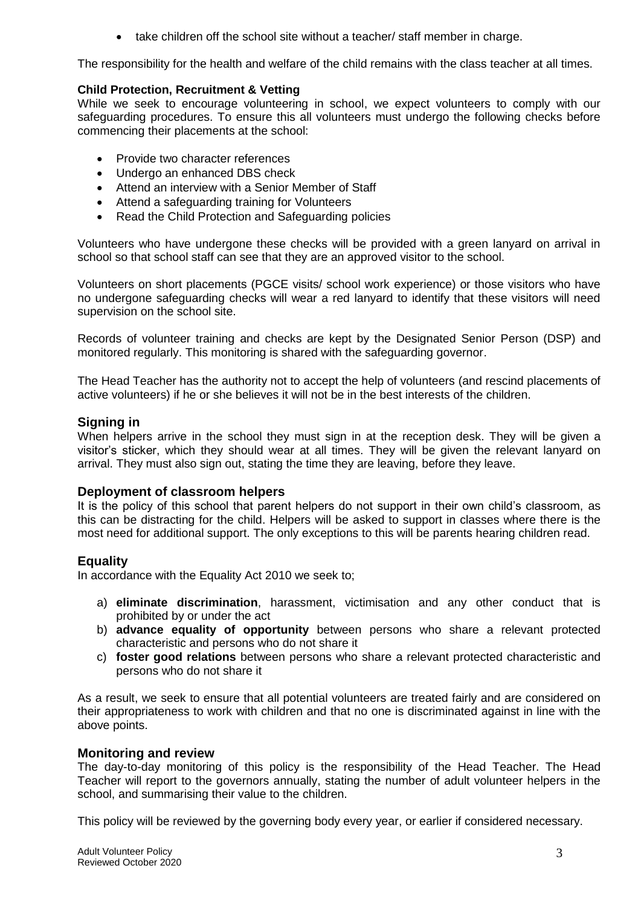- take children off the school site without a teacher/ staff member in charge.

The responsibility for the health and welfare of the child remains with the class teacher at all times.

**Child Protection, Recruitment & Vetting**

While we seek to encourage volunteering in school, we expect volunteers to comply with our safeguarding procedures. To ensure this all volunteers must undergo the following checks before commencing their placements at the school:

- Provide two character references
- Undergo an enhanced DBS check
- Attend an interview with a Senior Member of Staff
- Attend a safeguarding training for Volunteers
- Read the Child Protection and Safeguarding policies

Volunteers who have undergone these checks will be provided with a green lanyard on arrival in school so that school staff can see that they are an approved visitor to the school.

Volunteers on short placements (PGCE visits/ school work experience) or those visitors who have no undergone safeguarding checks will wear a red lanyard to identify that these visitors will need supervision on the school site.

Records of volunteer training and checks are kept by the Designated Senior Person (DSP) and monitored regularly. This monitoring is shared with the safeguarding governor.

The Head Teacher has the authority not to accept the help of volunteers (and rescind placements of active volunteers) if he or she believes it will not be in the best interests of the children.

## Signing in

When helpers arrive in the school they must sign in at the reception desk. They will be given a visitor's sticker, which they should wear at all times. They will be given the relevant lanyard on arrival. They must also sign out, stating the time they are leaving, before they leave.

## Deployment of classroom helpers

It is the policy of this school that parent helpers do not support in their own child's classroom, as this can be distracting for the child. Helpers will be asked to support in classes where there is the most need for additional support. The only exceptions to this will be parents hearing children read.

## Equality

In accordance with the Equality Act 2010 we seek to;

a) **eliminate discrimination**, harassment, victimisation and any other conduct that is prohibited by or under the act
b) **advance equality of opportunity** between persons who share a relevant protected characteristic and persons who do not share it
c) **foster good relations** between persons who share a relevant protected characteristic and persons who do not share it

As a result, we seek to ensure that all potential volunteers are treated fairly and are considered on their appropriateness to work with children and that no one is discriminated against in line with the above points.

## Monitoring and review

The day-to-day monitoring of this policy is the responsibility of the Head Teacher. The Head Teacher will report to the governors annually, stating the number of adult volunteer helpers in the school, and summarising their value to the children.

This policy will be reviewed by the governing body every year, or earlier if considered necessary.